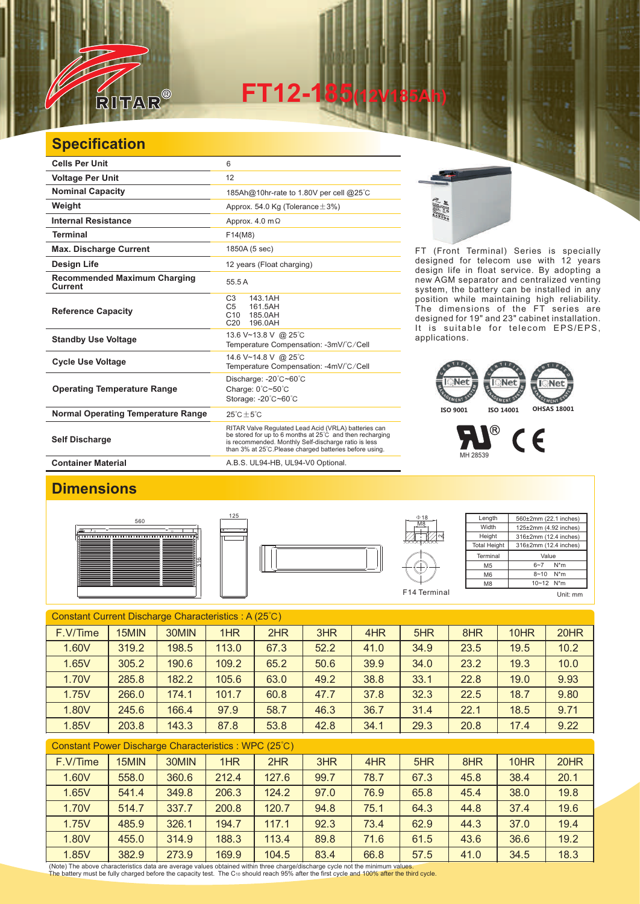# FT12-185(12V185Ah)

RITAR®

## Specification

| | |
|---|---|
| **Cells Per Unit** | 6 |
| **Voltage Per Unit** | 12 |
| **Nominal Capacity** | 185Ah@10hr-rate to 1.80V per cell @25°C |
| **Weight** | Approx. 54.0 Kg (Tolerance±3%) |
| **Internal Resistance** | Approx. 4.0 mΩ |
| **Terminal** | F14(M8) |
| **Max. Discharge Current** | 1850A (5 sec) |
| **Design Life** | 12 years (Float charging) |
| **Recommended Maximum Charging Current** | 55.5 A |
| **Reference Capacity** | C3 143.1AH<br>C5 161.5AH<br>C10 185.0AH<br>C20 196.0AH |
| **Standby Use Voltage** | 13.6 V~13.8 V @ 25°C<br>Temperature Compensation: -3mV/°C/Cell |
| **Cycle Use Voltage** | 14.6 V~14.8 V @ 25°C<br>Temperature Compensation: -4mV/°C/Cell |
| **Operating Temperature Range** | Discharge: -20°C~60°C<br>Charge: 0°C~50°C<br>Storage: -20°C~60°C |
| **Normal Operating Temperature Range** | 25°C±5°C |
| **Self Discharge** | RITAR Valve Regulated Lead Acid (VRLA) batteries can be stored for up to 6 months at 25°C and then recharging is recommended. Monthly Self-discharge ratio is less than 3% at 25°C.Please charged batteries before using. |
| **Container Material** | A.B.S. UL94-HB, UL94-V0 Optional. |

FT (Front Terminal) Series is specially designed for telecom use with 12 years design life in float service. By adopting a new AGM separator and centralized venting system, the battery can be installed in any position while maintaining high reliability. The dimensions of the FT series are designed for 19" and 23" cabinet installation. It is suitable for telecom EPS/EPS, applications.

ISO 9001 ISO 14001 OHSAS 18001

MH 28539

## Dimensions

560 125 315 Φ18 M8

F14 Terminal

| | |
|---|---|
| Length | 560±2mm (22.1 inches) |
| Width | 125±2mm (4.92 inches) |
| Height | 316±2mm (12.4 inches) |
| Total Height | 316±2mm (12.4 inches) |
| Terminal | Value |
| M5 | 6~7 N*m |
| M6 | 8~10 N*m |
| M8 | 10~12 N*m |

Unit: mm

Constant Current Discharge Characteristics : A (25°C)

| F.V/Time | 15MIN | 30MIN | 1HR | 2HR | 3HR | 4HR | 5HR | 8HR | 10HR | 20HR |
|---|---|---|---|---|---|---|---|---|---|---|
| 1.60V | 319.2 | 198.5 | 113.0 | 67.3 | 52.2 | 41.0 | 34.9 | 23.5 | 19.5 | 10.2 |
| 1.65V | 305.2 | 190.6 | 109.2 | 65.2 | 50.6 | 39.9 | 34.0 | 23.2 | 19.3 | 10.0 |
| 1.70V | 285.8 | 182.2 | 105.6 | 63.0 | 49.2 | 38.8 | 33.1 | 22.8 | 19.0 | 9.93 |
| 1.75V | 266.0 | 174.1 | 101.7 | 60.8 | 47.7 | 37.8 | 32.3 | 22.5 | 18.7 | 9.80 |
| 1.80V | 245.6 | 166.4 | 97.9 | 58.7 | 46.3 | 36.7 | 31.4 | 22.1 | 18.5 | 9.71 |
| 1.85V | 203.8 | 143.3 | 87.8 | 53.8 | 42.8 | 34.1 | 29.3 | 20.8 | 17.4 | 9.22 |

Constant Power Discharge Characteristics : WPC (25°C)

| F.V/Time | 15MIN | 30MIN | 1HR | 2HR | 3HR | 4HR | 5HR | 8HR | 10HR | 20HR |
|---|---|---|---|---|---|---|---|---|---|---|
| 1.60V | 558.0 | 360.6 | 212.4 | 127.6 | 99.7 | 78.7 | 67.3 | 45.8 | 38.4 | 20.1 |
| 1.65V | 541.4 | 349.8 | 206.3 | 124.2 | 97.0 | 76.9 | 65.8 | 45.4 | 38.0 | 19.8 |
| 1.70V | 514.7 | 337.7 | 200.8 | 120.7 | 94.8 | 75.1 | 64.3 | 44.8 | 37.4 | 19.6 |
| 1.75V | 485.9 | 326.1 | 194.7 | 117.1 | 92.3 | 73.4 | 62.9 | 44.3 | 37.0 | 19.4 |
| 1.80V | 455.0 | 314.9 | 188.3 | 113.4 | 89.8 | 71.6 | 61.5 | 43.6 | 36.6 | 19.2 |
| 1.85V | 382.9 | 273.9 | 169.9 | 104.5 | 83.4 | 66.8 | 57.5 | 41.0 | 34.5 | 18.3 |

(Note) The above characteristics data are average values obtained within three charge/discharge cycle not the minimum values.
The battery must be fully charged before the capacity test. The $C_{10}$ should reach 95% after the first cycle and 100% after the third cycle.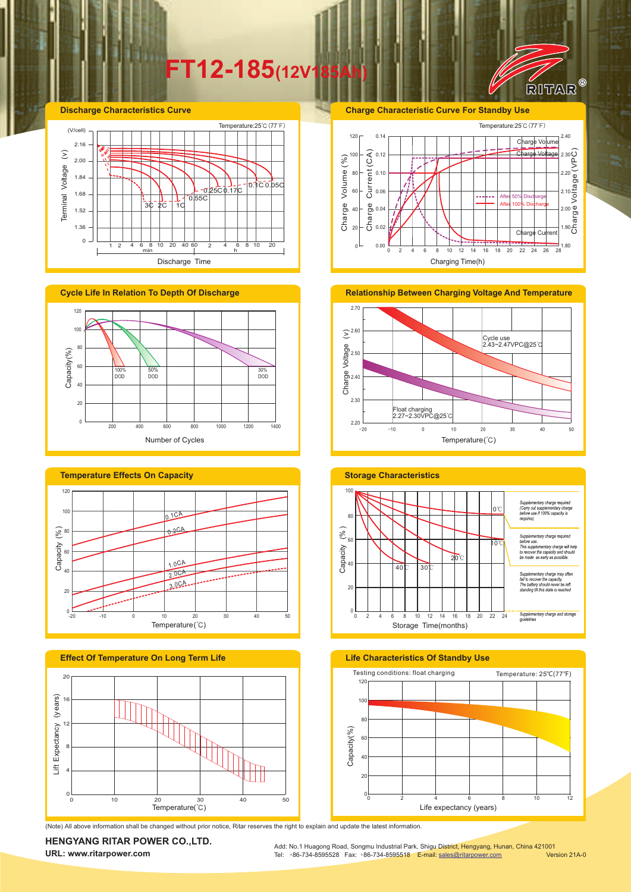# FT12-185(12V185Ah)

RITAR®

## Discharge Characteristics Curve

Temperature:25℃ (77℉)

(V/cell)

Terminal Voltage (v)

2.16
2.00
1.84
1.68
1.52
1.36
0

3C 2C 1C 0.55C 0.25C 0.17C 0.1C 0.05C

1 2 4 6 8 10 20 40 60 2 4 6 8 10 20

min h

Discharge Time

## Charge Characteristic Curve For Standby Use

Temperature:25℃ (77℉)

Charge Volume (%) 120 100 80 60 40 20 0

Charge Current (CA) 0.14 0.12 0.10 0.06 0.04 0.02 0.00

Charge Voltage (VPC) 2.40 2.30 2.20 2.10 2.00 1.90 1.80

Charge Volume

Charge Voltage

After 50% Discharge

After 100% Discharge

Charge Current

0 2 4 6 8 10 12 14 16 18 20 22 24 26 28

Charging Time(h)

## Cycle Life In Relation To Depth Of Discharge

Capacity(%) 120 100 80 60 40 20 0

100% DOD

50% DOD

30% DOD

200 400 600 800 1000 1200 1400

Number of Cycles

## Relationship Between Charging Voltage And Temperature

Charge Voltage (v) 2.70 2.60 2.50 2.40 2.30 2.20

Cycle use
2.43~2.47VPC@25℃

Float charging
2.27~2.30VPC@25℃

−20 −10 0 10 20 30 40 50

Temperature(℃)

## Temperature Effects On Capacity

Capacity (%) 120 100 80 60 40 20 0

0.1CA
0.2CA
1.0CA
2.0CA
3.0CA

-20 -10 0 10 20 30 40 50

Temperature(℃)

## Storage Characteristics

Capacity (%) 100 80 60 40 20 0

0℃ 10℃ 20℃ 30℃ 40℃

0 2 4 6 8 10 12 14 16 18 20 22 24

Storage Time(months)

*Supplementary charge required (Carry out supplementary charge before use if 100% capacity is requires)*

*Supplementary charge required before use. This supplementary charge will help to recover the capacity and should be made as early as possible.*

*Supplementary charge may often fail to recover the capacity. The battery should never be left standing till this state is reached*

*Supplementary charge and storage guidelines*

## Effect Of Temperature On Long Term Life

Lift Expectancy (years) 20 16 12 8 4 0

0 10 20 30 40 50

Temperature(℃)

## Life Characteristics Of Standby Use

Testing conditions: float charging

Temperature: 25℃(77℉)

Capacity(%) 120 100 80 60 40 20 0

0 2 4 6 8 10 12

Life expectancy (years)

(Note) All above information shall be changed without prior notice, Ritar reserves the right to explain and update the latest information.

**HENGYANG RITAR POWER CO.,LTD.**

**URL: www.ritarpower.com**

Add: No.1 Huagong Road, Songmu Industrial Park, Shigu District, Hengyang, Hunan, China 421001

Tel: +86-734-8595528 Fax: +86-734-8595518 E-mail: sales@ritarpower.com

Version 21A-0